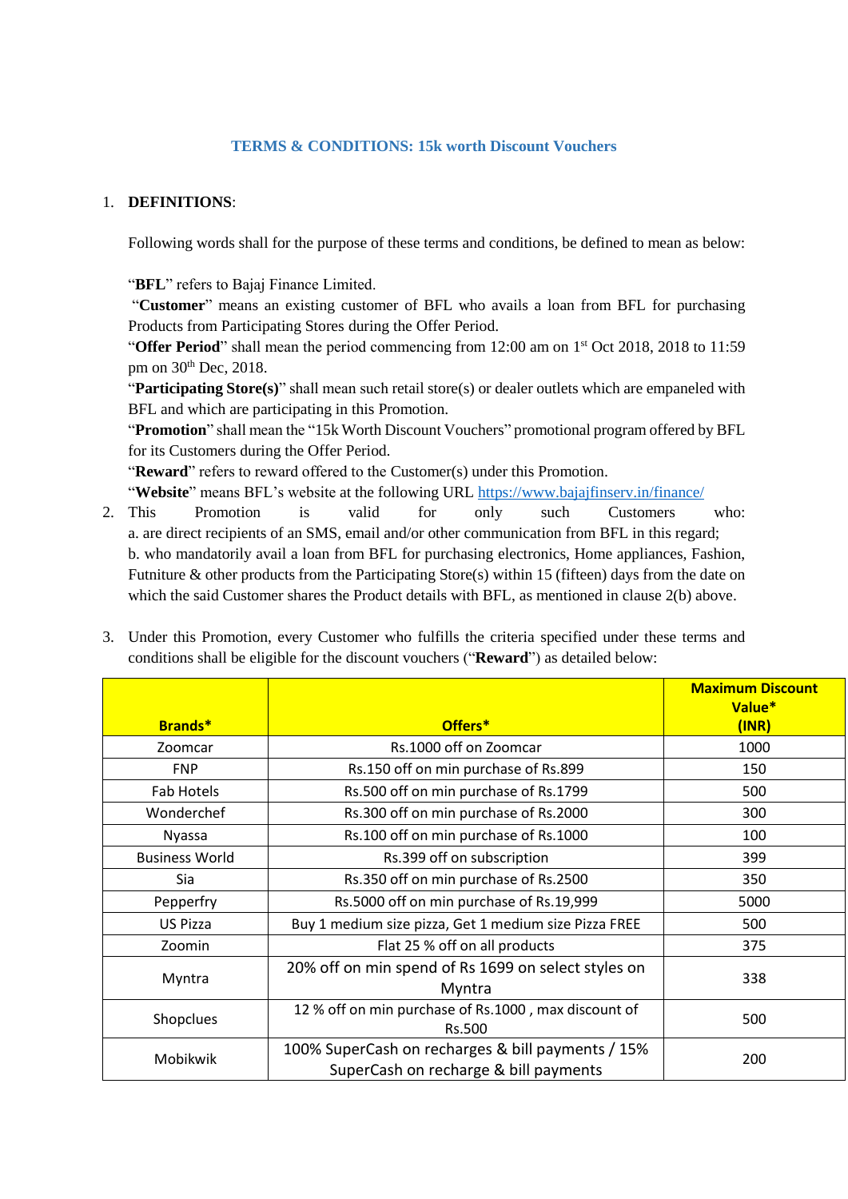# TERMS & CONDITIONS: 15k worth Discount Vouchers

1. **DEFINITIONS**:

   Following words shall for the purpose of these terms and conditions, be defined to mean as below:

   "**BFL**" refers to Bajaj Finance Limited.
   "**Customer**" means an existing customer of BFL who avails a loan from BFL for purchasing Products from Participating Stores during the Offer Period.
   "**Offer Period**" shall mean the period commencing from 12:00 am on 1st Oct 2018, 2018 to 11:59 pm on 30th Dec, 2018.
   "**Participating Store(s)**" shall mean such retail store(s) or dealer outlets which are empaneled with BFL and which are participating in this Promotion.
   "**Promotion**" shall mean the "15k Worth Discount Vouchers" promotional program offered by BFL for its Customers during the Offer Period.
   "**Reward**" refers to reward offered to the Customer(s) under this Promotion.
   "**Website**" means BFL's website at the following URL https://www.bajajfinserv.in/finance/

2. This Promotion is valid for only such Customers who:
   a. are direct recipients of an SMS, email and/or other communication from BFL in this regard;
   b. who mandatorily avail a loan from BFL for purchasing electronics, Home appliances, Fashion, Futniture & other products from the Participating Store(s) within 15 (fifteen) days from the date on which the said Customer shares the Product details with BFL, as mentioned in clause 2(b) above.

3. Under this Promotion, every Customer who fulfills the criteria specified under these terms and conditions shall be eligible for the discount vouchers ("**Reward**") as detailed below:

| Brands* | Offers* | Maximum Discount Value* (INR) |
|---|---|---|
| Zoomcar | Rs.1000 off on Zoomcar | 1000 |
| FNP | Rs.150 off on min purchase of Rs.899 | 150 |
| Fab Hotels | Rs.500 off on min purchase of Rs.1799 | 500 |
| Wonderchef | Rs.300 off on min purchase of Rs.2000 | 300 |
| Nyassa | Rs.100 off on min purchase of Rs.1000 | 100 |
| Business World | Rs.399 off on subscription | 399 |
| Sia | Rs.350 off on min purchase of Rs.2500 | 350 |
| Pepperfry | Rs.5000 off on min purchase of Rs.19,999 | 5000 |
| US Pizza | Buy 1 medium size pizza, Get 1 medium size Pizza FREE | 500 |
| Zoomin | Flat 25 % off on all products | 375 |
| Myntra | 20% off on min spend of Rs 1699 on select styles on Myntra | 338 |
| Shopclues | 12 % off on min purchase of Rs.1000 , max discount of Rs.500 | 500 |
| Mobikwik | 100% SuperCash on recharges & bill payments / 15% SuperCash on recharge & bill payments | 200 |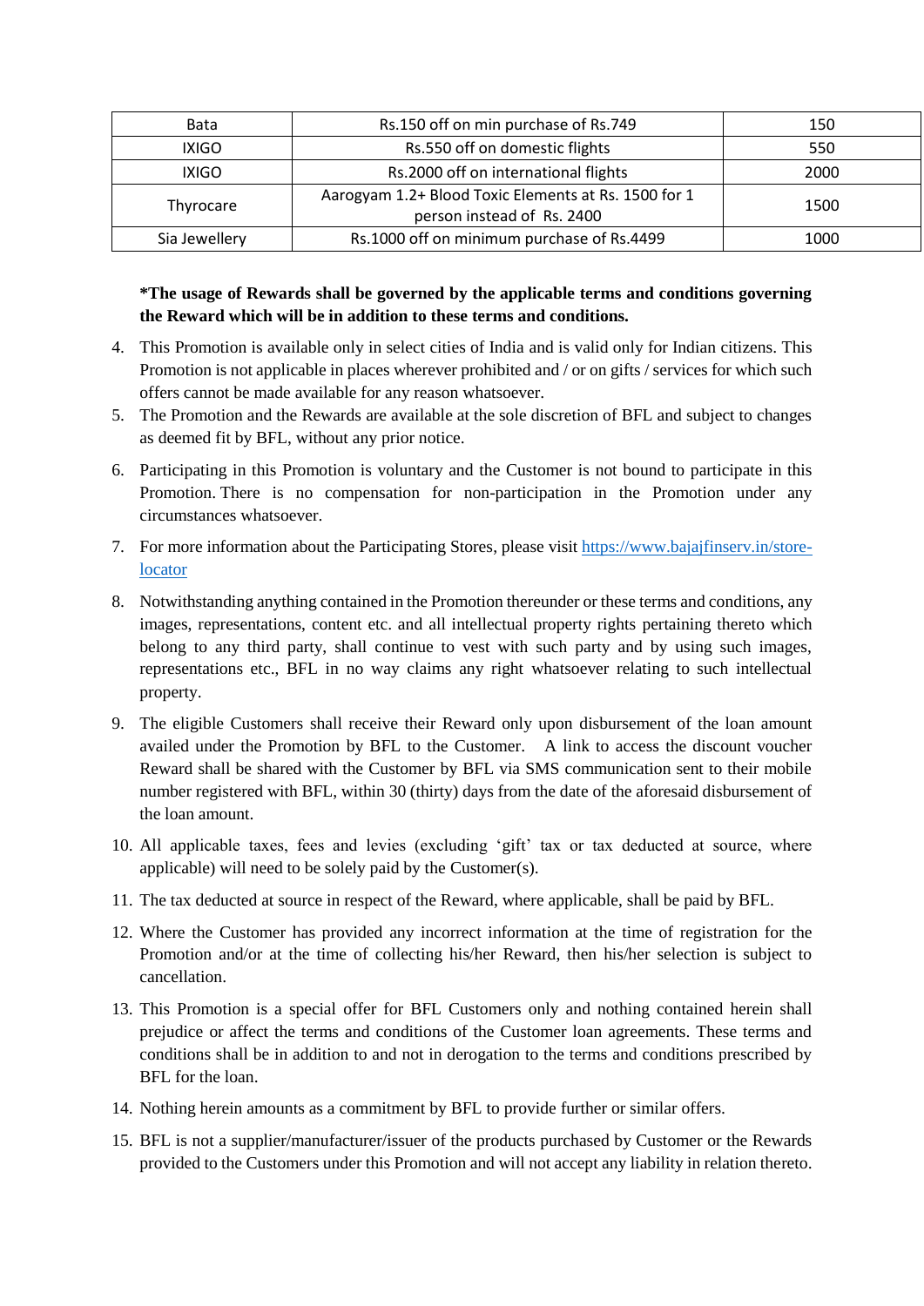| Bata | Rs.150 off on min purchase of Rs.749 | 150 |
|---|---|---|
| IXIGO | Rs.550 off on domestic flights | 550 |
| IXIGO | Rs.2000 off on international flights | 2000 |
| Thyrocare | Aarogyam 1.2+ Blood Toxic Elements at Rs. 1500 for 1 person instead of Rs. 2400 | 1500 |
| Sia Jewellery | Rs.1000 off on minimum purchase of Rs.4499 | 1000 |

**\*The usage of Rewards shall be governed by the applicable terms and conditions governing the Reward which will be in addition to these terms and conditions.**

4. This Promotion is available only in select cities of India and is valid only for Indian citizens. This Promotion is not applicable in places wherever prohibited and / or on gifts / services for which such offers cannot be made available for any reason whatsoever.
5. The Promotion and the Rewards are available at the sole discretion of BFL and subject to changes as deemed fit by BFL, without any prior notice.
6. Participating in this Promotion is voluntary and the Customer is not bound to participate in this Promotion. There is no compensation for non-participation in the Promotion under any circumstances whatsoever.
7. For more information about the Participating Stores, please visit [https://www.bajajfinserv.in/store-locator](https://www.bajajfinserv.in/store-locator)
8. Notwithstanding anything contained in the Promotion thereunder or these terms and conditions, any images, representations, content etc. and all intellectual property rights pertaining thereto which belong to any third party, shall continue to vest with such party and by using such images, representations etc., BFL in no way claims any right whatsoever relating to such intellectual property.
9. The eligible Customers shall receive their Reward only upon disbursement of the loan amount availed under the Promotion by BFL to the Customer. A link to access the discount voucher Reward shall be shared with the Customer by BFL via SMS communication sent to their mobile number registered with BFL, within 30 (thirty) days from the date of the aforesaid disbursement of the loan amount.
10. All applicable taxes, fees and levies (excluding 'gift' tax or tax deducted at source, where applicable) will need to be solely paid by the Customer(s).
11. The tax deducted at source in respect of the Reward, where applicable, shall be paid by BFL.
12. Where the Customer has provided any incorrect information at the time of registration for the Promotion and/or at the time of collecting his/her Reward, then his/her selection is subject to cancellation.
13. This Promotion is a special offer for BFL Customers only and nothing contained herein shall prejudice or affect the terms and conditions of the Customer loan agreements. These terms and conditions shall be in addition to and not in derogation to the terms and conditions prescribed by BFL for the loan.
14. Nothing herein amounts as a commitment by BFL to provide further or similar offers.
15. BFL is not a supplier/manufacturer/issuer of the products purchased by Customer or the Rewards provided to the Customers under this Promotion and will not accept any liability in relation thereto.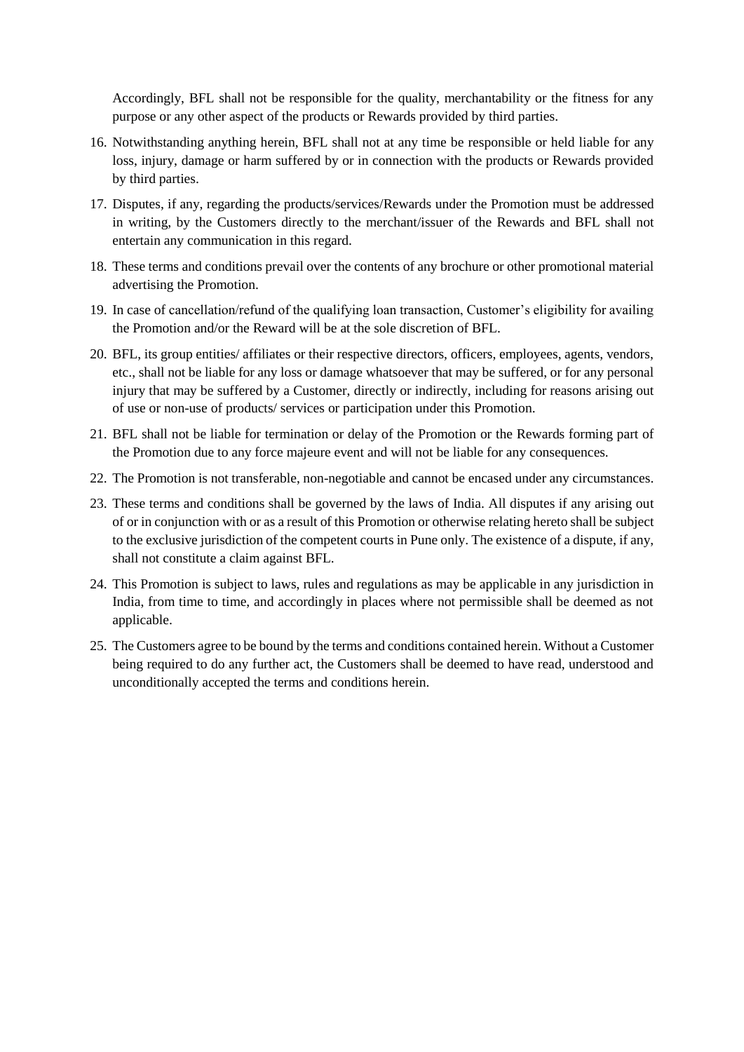Accordingly, BFL shall not be responsible for the quality, merchantability or the fitness for any purpose or any other aspect of the products or Rewards provided by third parties.

16. Notwithstanding anything herein, BFL shall not at any time be responsible or held liable for any loss, injury, damage or harm suffered by or in connection with the products or Rewards provided by third parties.
17. Disputes, if any, regarding the products/services/Rewards under the Promotion must be addressed in writing, by the Customers directly to the merchant/issuer of the Rewards and BFL shall not entertain any communication in this regard.
18. These terms and conditions prevail over the contents of any brochure or other promotional material advertising the Promotion.
19. In case of cancellation/refund of the qualifying loan transaction, Customer's eligibility for availing the Promotion and/or the Reward will be at the sole discretion of BFL.
20. BFL, its group entities/ affiliates or their respective directors, officers, employees, agents, vendors, etc., shall not be liable for any loss or damage whatsoever that may be suffered, or for any personal injury that may be suffered by a Customer, directly or indirectly, including for reasons arising out of use or non-use of products/ services or participation under this Promotion.
21. BFL shall not be liable for termination or delay of the Promotion or the Rewards forming part of the Promotion due to any force majeure event and will not be liable for any consequences.
22. The Promotion is not transferable, non-negotiable and cannot be encased under any circumstances.
23. These terms and conditions shall be governed by the laws of India. All disputes if any arising out of or in conjunction with or as a result of this Promotion or otherwise relating hereto shall be subject to the exclusive jurisdiction of the competent courts in Pune only. The existence of a dispute, if any, shall not constitute a claim against BFL.
24. This Promotion is subject to laws, rules and regulations as may be applicable in any jurisdiction in India, from time to time, and accordingly in places where not permissible shall be deemed as not applicable.
25. The Customers agree to be bound by the terms and conditions contained herein. Without a Customer being required to do any further act, the Customers shall be deemed to have read, understood and unconditionally accepted the terms and conditions herein.